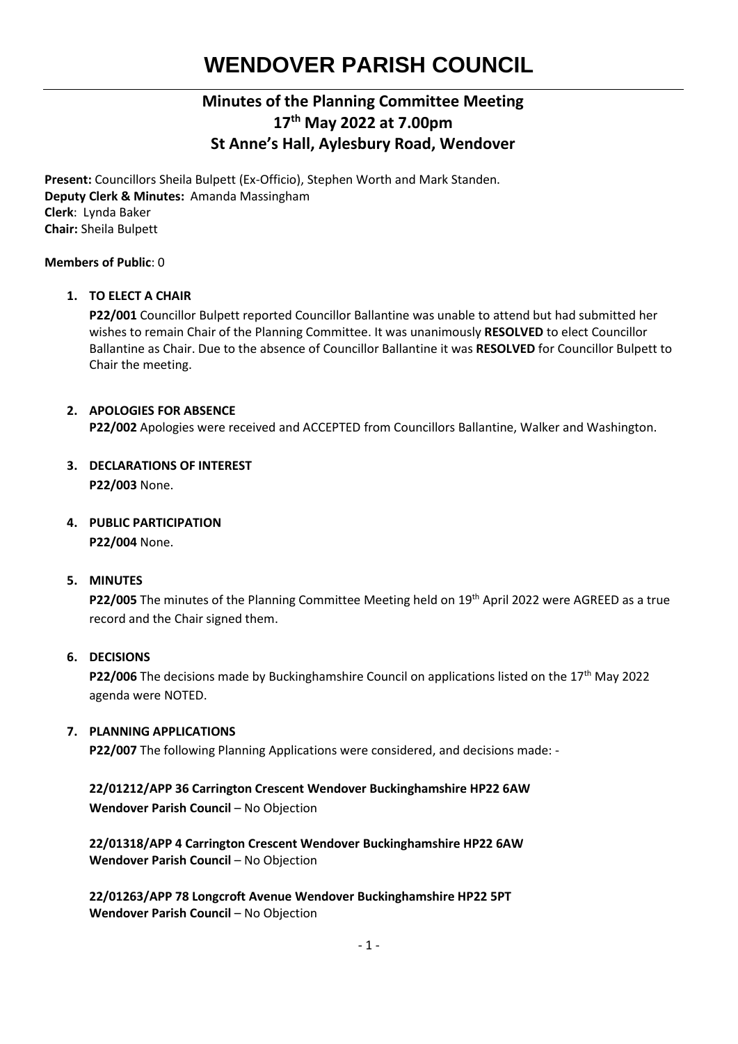# WENDOVER PARISH COUNCIL

## Minutes of the Planning Committee Meeting 17th May 2022 at 7.00pm St Anne's Hall, Aylesbury Road, Wendover

**Present:** Councillors Sheila Bulpett (Ex-Officio), Stephen Worth and Mark Standen.
**Deputy Clerk & Minutes:** Amanda Massingham
**Clerk**: Lynda Baker
**Chair:** Sheila Bulpett

**Members of Public**: 0

1. **TO ELECT A CHAIR**

   **P22/001** Councillor Bulpett reported Councillor Ballantine was unable to attend but had submitted her wishes to remain Chair of the Planning Committee. It was unanimously **RESOLVED** to elect Councillor Ballantine as Chair. Due to the absence of Councillor Ballantine it was **RESOLVED** for Councillor Bulpett to Chair the meeting.

2. **APOLOGIES FOR ABSENCE**

   **P22/002** Apologies were received and ACCEPTED from Councillors Ballantine, Walker and Washington.

3. **DECLARATIONS OF INTEREST**

   **P22/003** None.

4. **PUBLIC PARTICIPATION**

   **P22/004** None.

5. **MINUTES**

   **P22/005** The minutes of the Planning Committee Meeting held on 19th April 2022 were AGREED as a true record and the Chair signed them.

6. **DECISIONS**

   **P22/006** The decisions made by Buckinghamshire Council on applications listed on the 17th May 2022 agenda were NOTED.

7. **PLANNING APPLICATIONS**

   **P22/007** The following Planning Applications were considered, and decisions made: -

   **22/01212/APP 36 Carrington Crescent Wendover Buckinghamshire HP22 6AW**
   **Wendover Parish Council** – No Objection

   **22/01318/APP 4 Carrington Crescent Wendover Buckinghamshire HP22 6AW**
   **Wendover Parish Council** – No Objection

   **22/01263/APP 78 Longcroft Avenue Wendover Buckinghamshire HP22 5PT**
   **Wendover Parish Council** – No Objection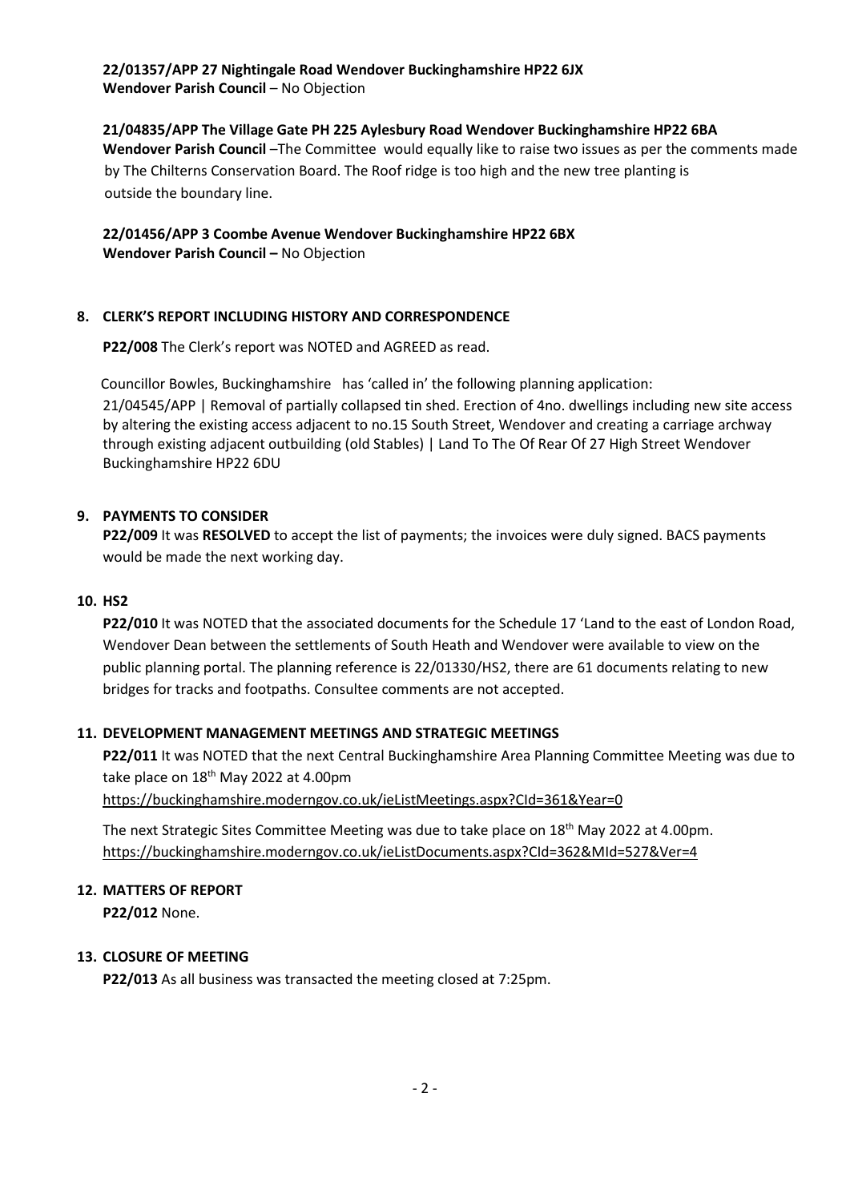**22/01357/APP 27 Nightingale Road Wendover Buckinghamshire HP22 6JX**
**Wendover Parish Council** – No Objection

**21/04835/APP The Village Gate PH 225 Aylesbury Road Wendover Buckinghamshire HP22 6BA**
**Wendover Parish Council** –The Committee would equally like to raise two issues as per the comments made by The Chilterns Conservation Board. The Roof ridge is too high and the new tree planting is outside the boundary line.

**22/01456/APP 3 Coombe Avenue Wendover Buckinghamshire HP22 6BX**
**Wendover Parish Council –** No Objection

## 8. CLERK'S REPORT INCLUDING HISTORY AND CORRESPONDENCE

**P22/008** The Clerk's report was NOTED and AGREED as read.

Councillor Bowles, Buckinghamshire has 'called in' the following planning application:
21/04545/APP | Removal of partially collapsed tin shed. Erection of 4no. dwellings including new site access by altering the existing access adjacent to no.15 South Street, Wendover and creating a carriage archway through existing adjacent outbuilding (old Stables) | Land To The Of Rear Of 27 High Street Wendover Buckinghamshire HP22 6DU

## 9. PAYMENTS TO CONSIDER

**P22/009** It was **RESOLVED** to accept the list of payments; the invoices were duly signed. BACS payments would be made the next working day.

## 10. HS2

**P22/010** It was NOTED that the associated documents for the Schedule 17 'Land to the east of London Road, Wendover Dean between the settlements of South Heath and Wendover were available to view on the public planning portal. The planning reference is 22/01330/HS2, there are 61 documents relating to new bridges for tracks and footpaths. Consultee comments are not accepted.

## 11. DEVELOPMENT MANAGEMENT MEETINGS AND STRATEGIC MEETINGS

**P22/011** It was NOTED that the next Central Buckinghamshire Area Planning Committee Meeting was due to take place on 18th May 2022 at 4.00pm
https://buckinghamshire.moderngov.co.uk/ieListMeetings.aspx?CId=361&Year=0

The next Strategic Sites Committee Meeting was due to take place on 18th May 2022 at 4.00pm.
https://buckinghamshire.moderngov.co.uk/ieListDocuments.aspx?CId=362&MId=527&Ver=4

## 12. MATTERS OF REPORT

**P22/012** None.

## 13. CLOSURE OF MEETING

**P22/013** As all business was transacted the meeting closed at 7:25pm.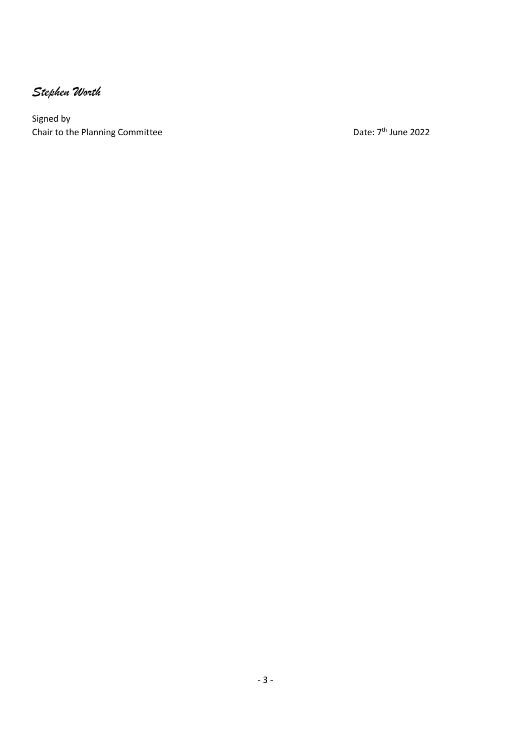*Stephen Worth*

Signed by
Chair to the Planning Committee                                                                    Date: 7th June 2022